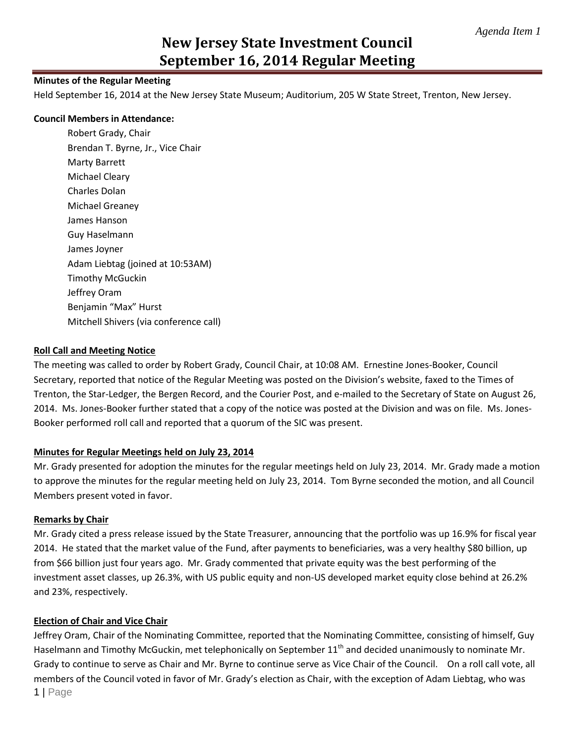*Agenda Item 1*

# New Jersey State Investment Council
# September 16, 2014 Regular Meeting

**Minutes of the Regular Meeting**

Held September 16, 2014 at the New Jersey State Museum; Auditorium, 205 W State Street, Trenton, New Jersey.

**Council Members in Attendance:**

Robert Grady, Chair
Brendan T. Byrne, Jr., Vice Chair
Marty Barrett
Michael Cleary
Charles Dolan
Michael Greaney
James Hanson
Guy Haselmann
James Joyner
Adam Liebtag (joined at 10:53AM)
Timothy McGuckin
Jeffrey Oram
Benjamin "Max" Hurst
Mitchell Shivers (via conference call)

**Roll Call and Meeting Notice**

The meeting was called to order by Robert Grady, Council Chair, at 10:08 AM. Ernestine Jones-Booker, Council Secretary, reported that notice of the Regular Meeting was posted on the Division's website, faxed to the Times of Trenton, the Star-Ledger, the Bergen Record, and the Courier Post, and e-mailed to the Secretary of State on August 26, 2014. Ms. Jones-Booker further stated that a copy of the notice was posted at the Division and was on file. Ms. Jones-Booker performed roll call and reported that a quorum of the SIC was present.

**Minutes for Regular Meetings held on July 23, 2014**

Mr. Grady presented for adoption the minutes for the regular meetings held on July 23, 2014. Mr. Grady made a motion to approve the minutes for the regular meeting held on July 23, 2014. Tom Byrne seconded the motion, and all Council Members present voted in favor.

**Remarks by Chair**

Mr. Grady cited a press release issued by the State Treasurer, announcing that the portfolio was up 16.9% for fiscal year 2014. He stated that the market value of the Fund, after payments to beneficiaries, was a very healthy $80 billion, up from $66 billion just four years ago. Mr. Grady commented that private equity was the best performing of the investment asset classes, up 26.3%, with US public equity and non-US developed market equity close behind at 26.2% and 23%, respectively.

**Election of Chair and Vice Chair**

Jeffrey Oram, Chair of the Nominating Committee, reported that the Nominating Committee, consisting of himself, Guy Haselmann and Timothy McGuckin, met telephonically on September 11th and decided unanimously to nominate Mr. Grady to continue to serve as Chair and Mr. Byrne to continue serve as Vice Chair of the Council. On a roll call vote, all members of the Council voted in favor of Mr. Grady's election as Chair, with the exception of Adam Liebtag, who was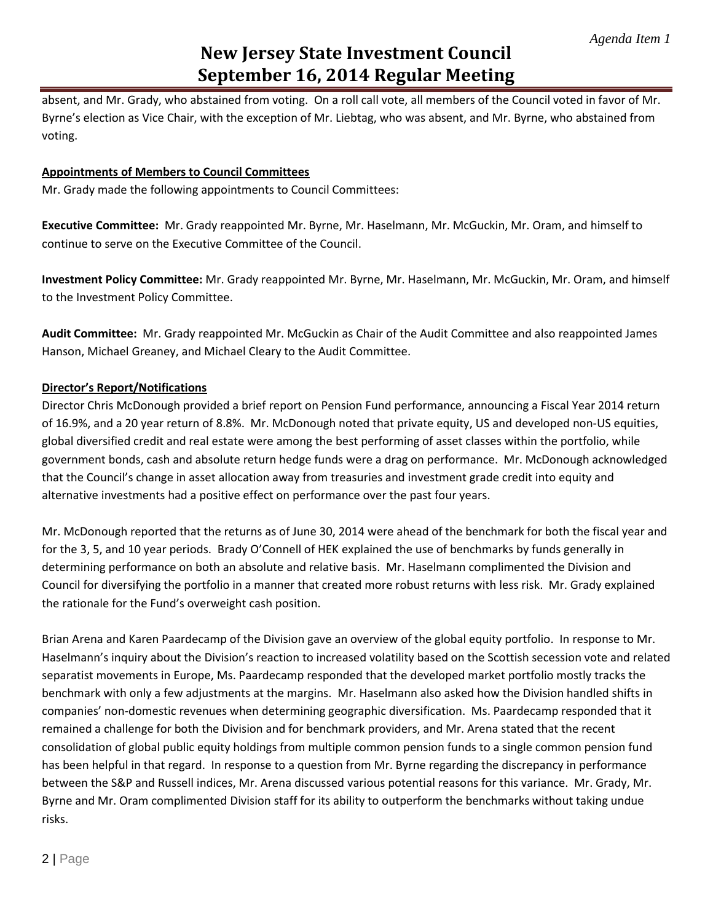absent, and Mr. Grady, who abstained from voting. On a roll call vote, all members of the Council voted in favor of Mr. Byrne's election as Vice Chair, with the exception of Mr. Liebtag, who was absent, and Mr. Byrne, who abstained from voting.

**Appointments of Members to Council Committees**

Mr. Grady made the following appointments to Council Committees:

**Executive Committee:** Mr. Grady reappointed Mr. Byrne, Mr. Haselmann, Mr. McGuckin, Mr. Oram, and himself to continue to serve on the Executive Committee of the Council.

**Investment Policy Committee:** Mr. Grady reappointed Mr. Byrne, Mr. Haselmann, Mr. McGuckin, Mr. Oram, and himself to the Investment Policy Committee.

**Audit Committee:** Mr. Grady reappointed Mr. McGuckin as Chair of the Audit Committee and also reappointed James Hanson, Michael Greaney, and Michael Cleary to the Audit Committee.

**Director's Report/Notifications**

Director Chris McDonough provided a brief report on Pension Fund performance, announcing a Fiscal Year 2014 return of 16.9%, and a 20 year return of 8.8%. Mr. McDonough noted that private equity, US and developed non-US equities, global diversified credit and real estate were among the best performing of asset classes within the portfolio, while government bonds, cash and absolute return hedge funds were a drag on performance. Mr. McDonough acknowledged that the Council's change in asset allocation away from treasuries and investment grade credit into equity and alternative investments had a positive effect on performance over the past four years.

Mr. McDonough reported that the returns as of June 30, 2014 were ahead of the benchmark for both the fiscal year and for the 3, 5, and 10 year periods. Brady O'Connell of HEK explained the use of benchmarks by funds generally in determining performance on both an absolute and relative basis. Mr. Haselmann complimented the Division and Council for diversifying the portfolio in a manner that created more robust returns with less risk. Mr. Grady explained the rationale for the Fund's overweight cash position.

Brian Arena and Karen Paardecamp of the Division gave an overview of the global equity portfolio. In response to Mr. Haselmann's inquiry about the Division's reaction to increased volatility based on the Scottish secession vote and related separatist movements in Europe, Ms. Paardecamp responded that the developed market portfolio mostly tracks the benchmark with only a few adjustments at the margins. Mr. Haselmann also asked how the Division handled shifts in companies' non-domestic revenues when determining geographic diversification. Ms. Paardecamp responded that it remained a challenge for both the Division and for benchmark providers, and Mr. Arena stated that the recent consolidation of global public equity holdings from multiple common pension funds to a single common pension fund has been helpful in that regard. In response to a question from Mr. Byrne regarding the discrepancy in performance between the S&P and Russell indices, Mr. Arena discussed various potential reasons for this variance. Mr. Grady, Mr. Byrne and Mr. Oram complimented Division staff for its ability to outperform the benchmarks without taking undue risks.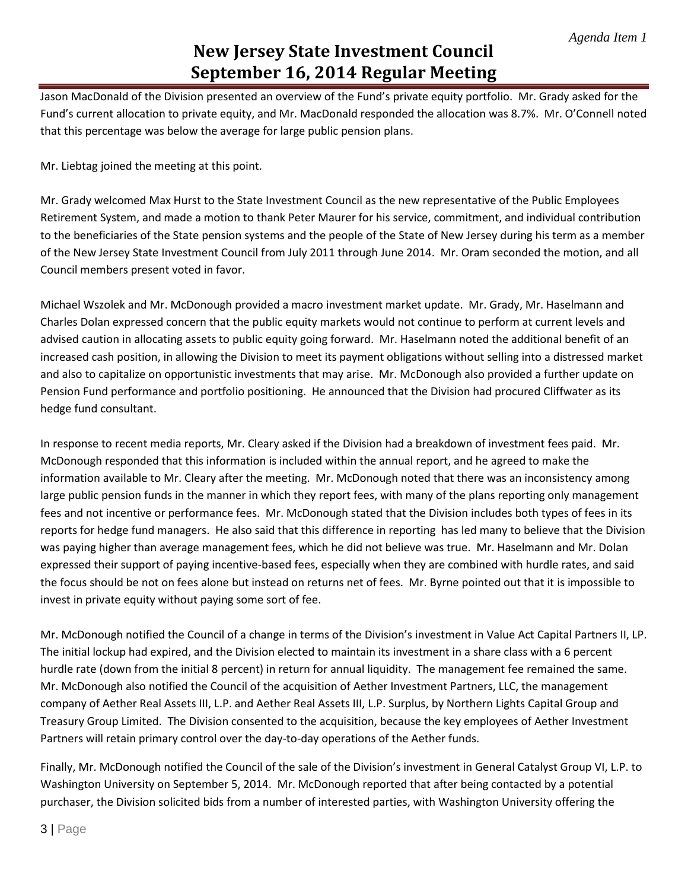Jason MacDonald of the Division presented an overview of the Fund's private equity portfolio. Mr. Grady asked for the Fund's current allocation to private equity, and Mr. MacDonald responded the allocation was 8.7%. Mr. O'Connell noted that this percentage was below the average for large public pension plans.

Mr. Liebtag joined the meeting at this point.

Mr. Grady welcomed Max Hurst to the State Investment Council as the new representative of the Public Employees Retirement System, and made a motion to thank Peter Maurer for his service, commitment, and individual contribution to the beneficiaries of the State pension systems and the people of the State of New Jersey during his term as a member of the New Jersey State Investment Council from July 2011 through June 2014. Mr. Oram seconded the motion, and all Council members present voted in favor.

Michael Wszolek and Mr. McDonough provided a macro investment market update. Mr. Grady, Mr. Haselmann and Charles Dolan expressed concern that the public equity markets would not continue to perform at current levels and advised caution in allocating assets to public equity going forward. Mr. Haselmann noted the additional benefit of an increased cash position, in allowing the Division to meet its payment obligations without selling into a distressed market and also to capitalize on opportunistic investments that may arise. Mr. McDonough also provided a further update on Pension Fund performance and portfolio positioning. He announced that the Division had procured Cliffwater as its hedge fund consultant.

In response to recent media reports, Mr. Cleary asked if the Division had a breakdown of investment fees paid. Mr. McDonough responded that this information is included within the annual report, and he agreed to make the information available to Mr. Cleary after the meeting. Mr. McDonough noted that there was an inconsistency among large public pension funds in the manner in which they report fees, with many of the plans reporting only management fees and not incentive or performance fees. Mr. McDonough stated that the Division includes both types of fees in its reports for hedge fund managers. He also said that this difference in reporting has led many to believe that the Division was paying higher than average management fees, which he did not believe was true. Mr. Haselmann and Mr. Dolan expressed their support of paying incentive-based fees, especially when they are combined with hurdle rates, and said the focus should be not on fees alone but instead on returns net of fees. Mr. Byrne pointed out that it is impossible to invest in private equity without paying some sort of fee.

Mr. McDonough notified the Council of a change in terms of the Division's investment in Value Act Capital Partners II, LP. The initial lockup had expired, and the Division elected to maintain its investment in a share class with a 6 percent hurdle rate (down from the initial 8 percent) in return for annual liquidity. The management fee remained the same. Mr. McDonough also notified the Council of the acquisition of Aether Investment Partners, LLC, the management company of Aether Real Assets III, L.P. and Aether Real Assets III, L.P. Surplus, by Northern Lights Capital Group and Treasury Group Limited. The Division consented to the acquisition, because the key employees of Aether Investment Partners will retain primary control over the day-to-day operations of the Aether funds.

Finally, Mr. McDonough notified the Council of the sale of the Division's investment in General Catalyst Group VI, L.P. to Washington University on September 5, 2014. Mr. McDonough reported that after being contacted by a potential purchaser, the Division solicited bids from a number of interested parties, with Washington University offering the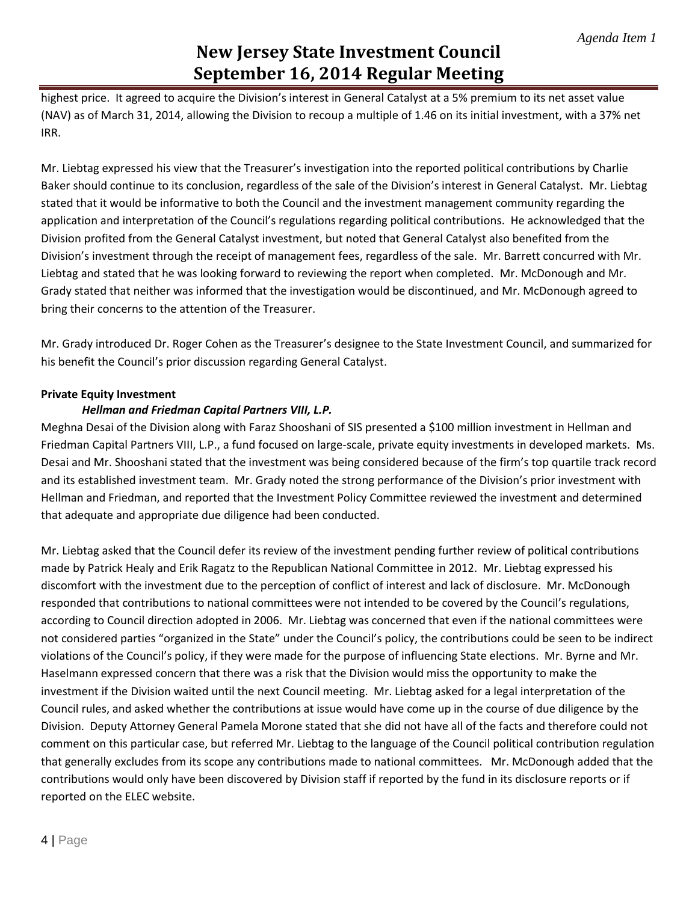highest price. It agreed to acquire the Division's interest in General Catalyst at a 5% premium to its net asset value (NAV) as of March 31, 2014, allowing the Division to recoup a multiple of 1.46 on its initial investment, with a 37% net IRR.

Mr. Liebtag expressed his view that the Treasurer's investigation into the reported political contributions by Charlie Baker should continue to its conclusion, regardless of the sale of the Division's interest in General Catalyst. Mr. Liebtag stated that it would be informative to both the Council and the investment management community regarding the application and interpretation of the Council's regulations regarding political contributions. He acknowledged that the Division profited from the General Catalyst investment, but noted that General Catalyst also benefited from the Division's investment through the receipt of management fees, regardless of the sale. Mr. Barrett concurred with Mr. Liebtag and stated that he was looking forward to reviewing the report when completed. Mr. McDonough and Mr. Grady stated that neither was informed that the investigation would be discontinued, and Mr. McDonough agreed to bring their concerns to the attention of the Treasurer.

Mr. Grady introduced Dr. Roger Cohen as the Treasurer's designee to the State Investment Council, and summarized for his benefit the Council's prior discussion regarding General Catalyst.

**Private Equity Investment**

***Hellman and Friedman Capital Partners VIII, L.P.***

Meghna Desai of the Division along with Faraz Shooshani of SIS presented a $100 million investment in Hellman and Friedman Capital Partners VIII, L.P., a fund focused on large-scale, private equity investments in developed markets. Ms. Desai and Mr. Shooshani stated that the investment was being considered because of the firm's top quartile track record and its established investment team. Mr. Grady noted the strong performance of the Division's prior investment with Hellman and Friedman, and reported that the Investment Policy Committee reviewed the investment and determined that adequate and appropriate due diligence had been conducted.

Mr. Liebtag asked that the Council defer its review of the investment pending further review of political contributions made by Patrick Healy and Erik Ragatz to the Republican National Committee in 2012. Mr. Liebtag expressed his discomfort with the investment due to the perception of conflict of interest and lack of disclosure. Mr. McDonough responded that contributions to national committees were not intended to be covered by the Council's regulations, according to Council direction adopted in 2006. Mr. Liebtag was concerned that even if the national committees were not considered parties "organized in the State" under the Council's policy, the contributions could be seen to be indirect violations of the Council's policy, if they were made for the purpose of influencing State elections. Mr. Byrne and Mr. Haselmann expressed concern that there was a risk that the Division would miss the opportunity to make the investment if the Division waited until the next Council meeting. Mr. Liebtag asked for a legal interpretation of the Council rules, and asked whether the contributions at issue would have come up in the course of due diligence by the Division. Deputy Attorney General Pamela Morone stated that she did not have all of the facts and therefore could not comment on this particular case, but referred Mr. Liebtag to the language of the Council political contribution regulation that generally excludes from its scope any contributions made to national committees. Mr. McDonough added that the contributions would only have been discovered by Division staff if reported by the fund in its disclosure reports or if reported on the ELEC website.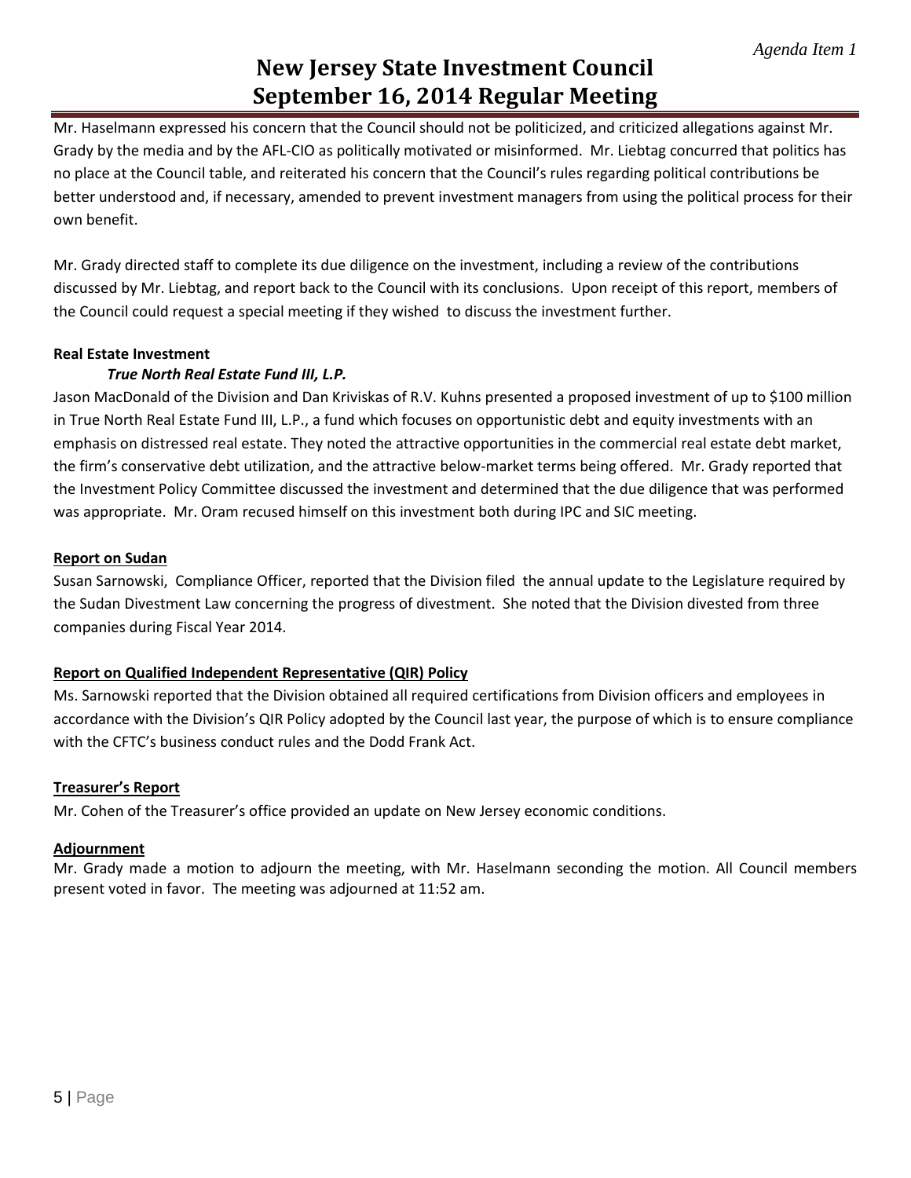Mr. Haselmann expressed his concern that the Council should not be politicized, and criticized allegations against Mr. Grady by the media and by the AFL-CIO as politically motivated or misinformed. Mr. Liebtag concurred that politics has no place at the Council table, and reiterated his concern that the Council's rules regarding political contributions be better understood and, if necessary, amended to prevent investment managers from using the political process for their own benefit.

Mr. Grady directed staff to complete its due diligence on the investment, including a review of the contributions discussed by Mr. Liebtag, and report back to the Council with its conclusions. Upon receipt of this report, members of the Council could request a special meeting if they wished to discuss the investment further.

**Real Estate Investment**

***True North Real Estate Fund III, L.P.***

Jason MacDonald of the Division and Dan Kriviskas of R.V. Kuhns presented a proposed investment of up to $100 million in True North Real Estate Fund III, L.P., a fund which focuses on opportunistic debt and equity investments with an emphasis on distressed real estate. They noted the attractive opportunities in the commercial real estate debt market, the firm's conservative debt utilization, and the attractive below-market terms being offered. Mr. Grady reported that the Investment Policy Committee discussed the investment and determined that the due diligence that was performed was appropriate. Mr. Oram recused himself on this investment both during IPC and SIC meeting.

**Report on Sudan**

Susan Sarnowski, Compliance Officer, reported that the Division filed the annual update to the Legislature required by the Sudan Divestment Law concerning the progress of divestment. She noted that the Division divested from three companies during Fiscal Year 2014.

**Report on Qualified Independent Representative (QIR) Policy**

Ms. Sarnowski reported that the Division obtained all required certifications from Division officers and employees in accordance with the Division's QIR Policy adopted by the Council last year, the purpose of which is to ensure compliance with the CFTC's business conduct rules and the Dodd Frank Act.

**Treasurer's Report**

Mr. Cohen of the Treasurer's office provided an update on New Jersey economic conditions.

**Adjournment**

Mr. Grady made a motion to adjourn the meeting, with Mr. Haselmann seconding the motion. All Council members present voted in favor. The meeting was adjourned at 11:52 am.